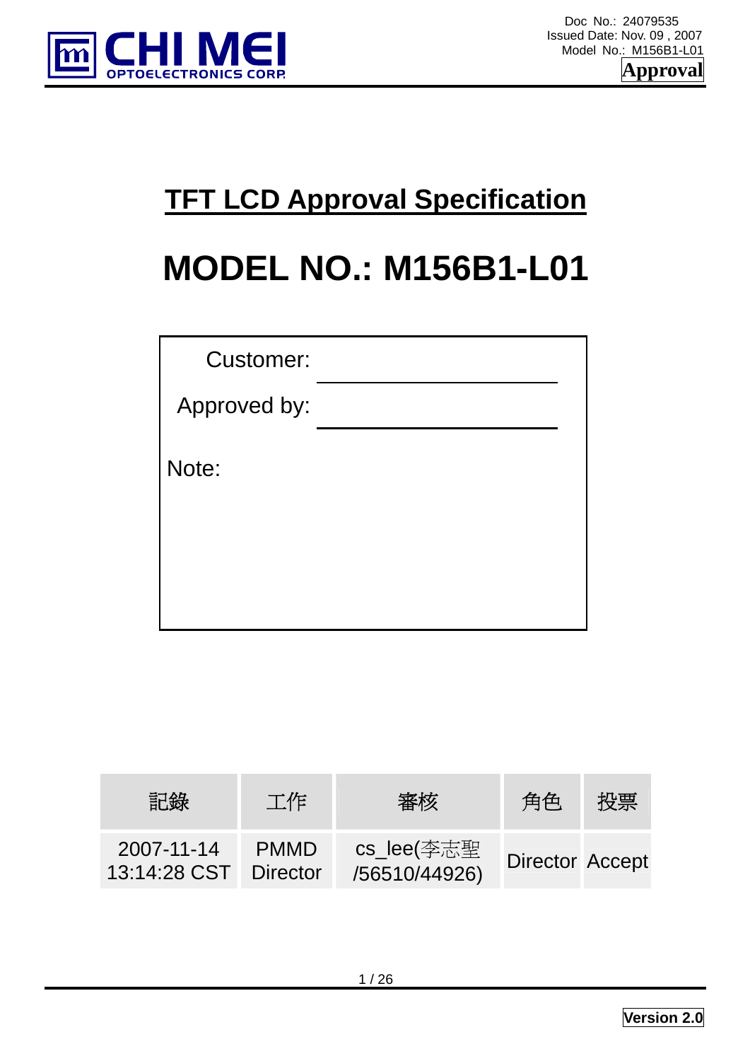Doc No.: 24079535
Issued Date: Nov. 09 , 2007
Model No.: M156B1-L01

**Approval**

# TFT LCD Approval Specification

# MODEL NO.: M156B1-L01

Customer: ______________________

Approved by: ______________________

Note:

| 記錄 | 工作 | 審核 | 角色 | 投票 |
|---|---|---|---|---|
| 2007-11-14 13:14:28 CST | PMMD Director | cs_lee(李志聖 /56510/44926) | Director | Accept |

**Version 2.0**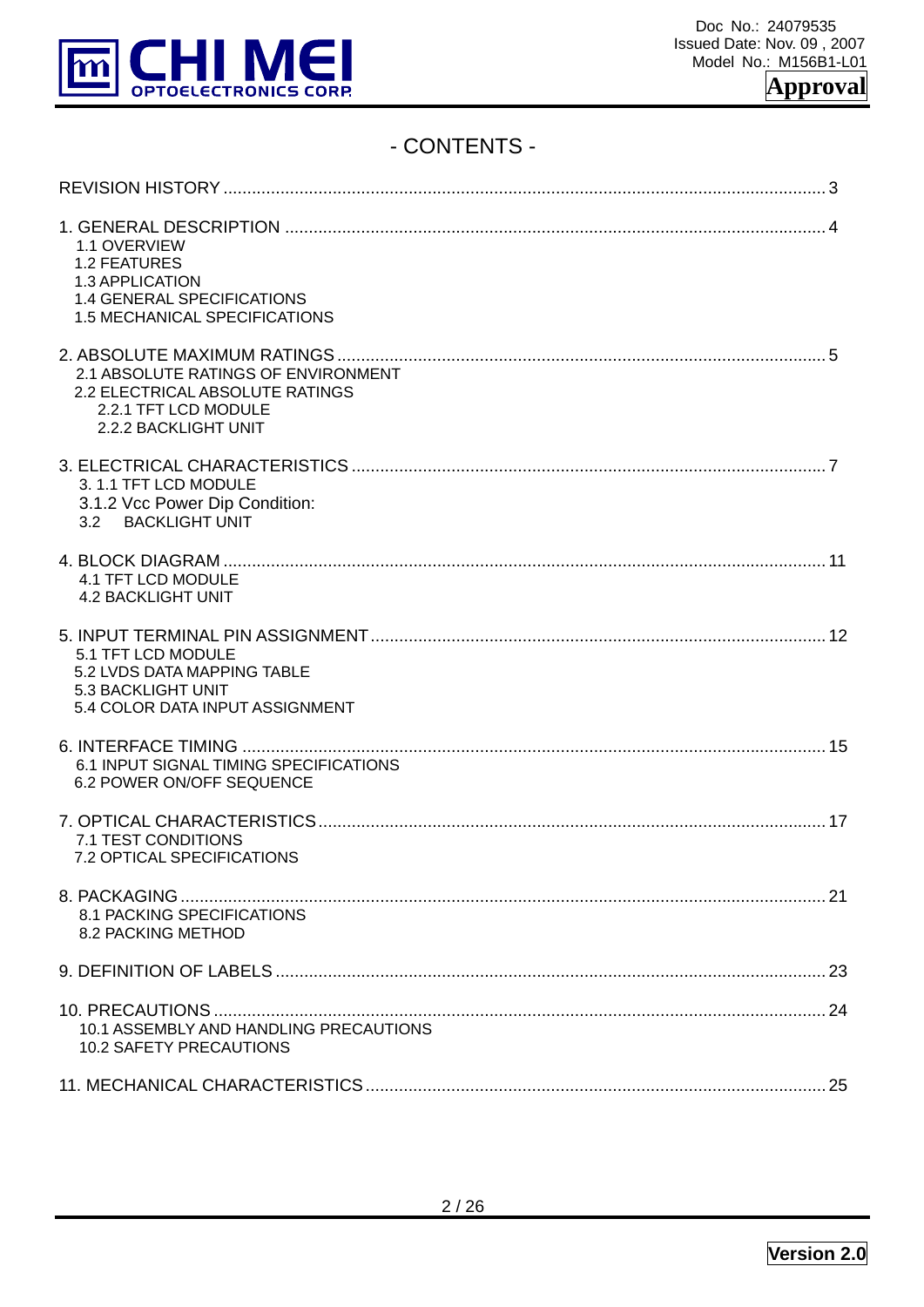# - CONTENTS -

REVISION HISTORY ............................................................................................................................. 3

1. GENERAL DESCRIPTION ................................................................................................................. 4
   - 1.1 OVERVIEW
   - 1.2 FEATURES
   - 1.3 APPLICATION
   - 1.4 GENERAL SPECIFICATIONS
   - 1.5 MECHANICAL SPECIFICATIONS

2. ABSOLUTE MAXIMUM RATINGS ..................................................................................................... 5
   - 2.1 ABSOLUTE RATINGS OF ENVIRONMENT
   - 2.2 ELECTRICAL ABSOLUTE RATINGS
     - 2.2.1 TFT LCD MODULE
     - 2.2.2 BACKLIGHT UNIT

3. ELECTRICAL CHARACTERISTICS .................................................................................................. 7
   - 3. 1.1 TFT LCD MODULE
   - 3.1.2 Vcc Power Dip Condition:
   - 3.2 BACKLIGHT UNIT

4. BLOCK DIAGRAM ............................................................................................................................. 11
   - 4.1 TFT LCD MODULE
   - 4.2 BACKLIGHT UNIT

5. INPUT TERMINAL PIN ASSIGNMENT ............................................................................................... 12
   - 5.1 TFT LCD MODULE
   - 5.2 LVDS DATA MAPPING TABLE
   - 5.3 BACKLIGHT UNIT
   - 5.4 COLOR DATA INPUT ASSIGNMENT

6. INTERFACE TIMING ......................................................................................................................... 15
   - 6.1 INPUT SIGNAL TIMING SPECIFICATIONS
   - 6.2 POWER ON/OFF SEQUENCE

7. OPTICAL CHARACTERISTICS ......................................................................................................... 17
   - 7.1 TEST CONDITIONS
   - 7.2 OPTICAL SPECIFICATIONS

8. PACKAGING ...................................................................................................................................... 21
   - 8.1 PACKING SPECIFICATIONS
   - 8.2 PACKING METHOD

9. DEFINITION OF LABELS .................................................................................................................. 23

10. PRECAUTIONS ............................................................................................................................... 24
   - 10.1 ASSEMBLY AND HANDLING PRECAUTIONS
   - 10.2 SAFETY PRECAUTIONS

11. MECHANICAL CHARACTERISTICS ................................................................................................ 25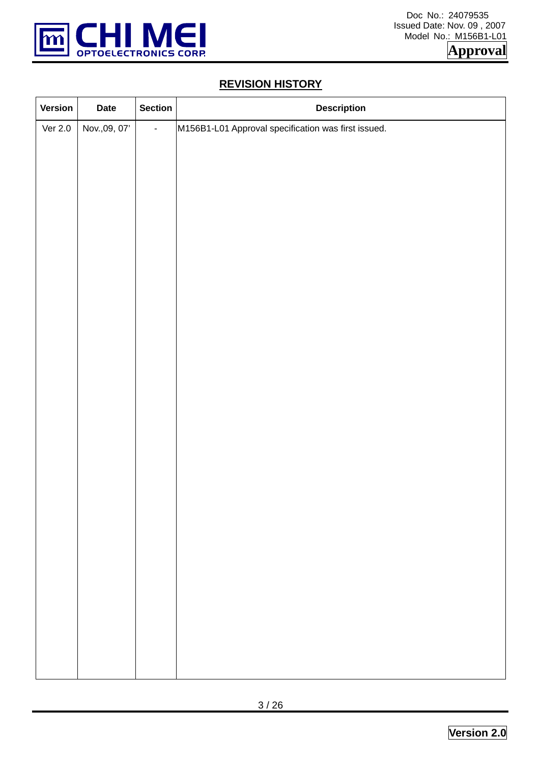## REVISION HISTORY

| Version | Date | Section | Description |
|---|---|---|---|
| Ver 2.0 | Nov.,09, 07' | - | M156B1-L01 Approval specification was first issued. |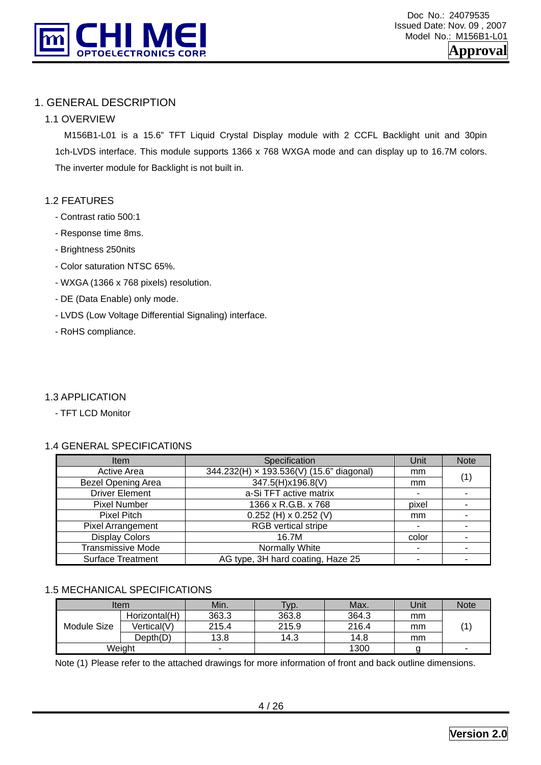# 1. GENERAL DESCRIPTION

## 1.1 OVERVIEW

M156B1-L01 is a 15.6" TFT Liquid Crystal Display module with 2 CCFL Backlight unit and 30pin 1ch-LVDS interface. This module supports 1366 x 768 WXGA mode and can display up to 16.7M colors. The inverter module for Backlight is not built in.

## 1.2 FEATURES

- Contrast ratio 500:1
- Response time 8ms.
- Brightness 250nits
- Color saturation NTSC 65%.
- WXGA (1366 x 768 pixels) resolution.
- DE (Data Enable) only mode.
- LVDS (Low Voltage Differential Signaling) interface.
- RoHS compliance.

## 1.3 APPLICATION

- TFT LCD Monitor

## 1.4 GENERAL SPECIFICATI0NS

| Item | Specification | Unit | Note |
|---|---|---|---|
| Active Area | 344.232(H) × 193.536(V) (15.6" diagonal) | mm | (1) |
| Bezel Opening Area | 347.5(H)x196.8(V) | mm | |
| Driver Element | a-Si TFT active matrix | - | - |
| Pixel Number | 1366 x R.G.B. x 768 | pixel | - |
| Pixel Pitch | 0.252 (H) x 0.252 (V) | mm | - |
| Pixel Arrangement | RGB vertical stripe | - | - |
| Display Colors | 16.7M | color | - |
| Transmissive Mode | Normally White | - | - |
| Surface Treatment | AG type, 3H hard coating, Haze 25 | - | - |

## 1.5 MECHANICAL SPECIFICATIONS

| Item | | Min. | Typ. | Max. | Unit | Note |
|---|---|---|---|---|---|---|
| Module Size | Horizontal(H) | 363.3 | 363.8 | 364.3 | mm | (1) |
| | Vertical(V) | 215.4 | 215.9 | 216.4 | mm | |
| | Depth(D) | 13.8 | 14.3 | 14.8 | mm | |
| Weight | | - | | 1300 | g | - |

Note (1) Please refer to the attached drawings for more information of front and back outline dimensions.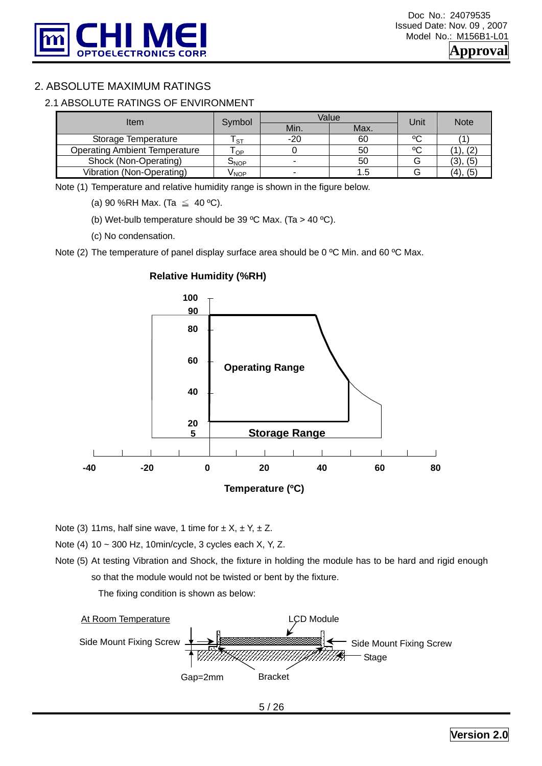## 2. ABSOLUTE MAXIMUM RATINGS

### 2.1 ABSOLUTE RATINGS OF ENVIRONMENT

| Item | Symbol | Value | | Unit | Note |
|---|---|---|---|---|---|
| | | Min. | Max. | | |
| Storage Temperature | $T_{ST}$ | -20 | 60 | ºC | (1) |
| Operating Ambient Temperature | $T_{OP}$ | 0 | 50 | ºC | (1), (2) |
| Shock (Non-Operating) | $S_{NOP}$ | - | 50 | G | (3), (5) |
| Vibration (Non-Operating) | $V_{NOP}$ | - | 1.5 | G | (4), (5) |

Note (1) Temperature and relative humidity range is shown in the figure below.

(a) 90 %RH Max. (Ta ≦ 40 ºC).

(b) Wet-bulb temperature should be 39 ºC Max. (Ta > 40 ºC).

(c) No condensation.

Note (2) The temperature of panel display surface area should be 0 ºC Min. and 60 ºC Max.

**Relative Humidity (%RH)**

**Operating Range**

**Storage Range**

**Temperature (ºC)**

Note (3) 11ms, half sine wave, 1 time for ± X, ± Y, ± Z.

Note (4) 10 ~ 300 Hz, 10min/cycle, 3 cycles each X, Y, Z.

Note (5) At testing Vibration and Shock, the fixture in holding the module has to be hard and rigid enough so that the module would not be twisted or bent by the fixture.

The fixing condition is shown as below:

At Room Temperature

LCD Module

Side Mount Fixing Screw

Side Mount Fixing Screw

Stage

Gap=2mm

Bracket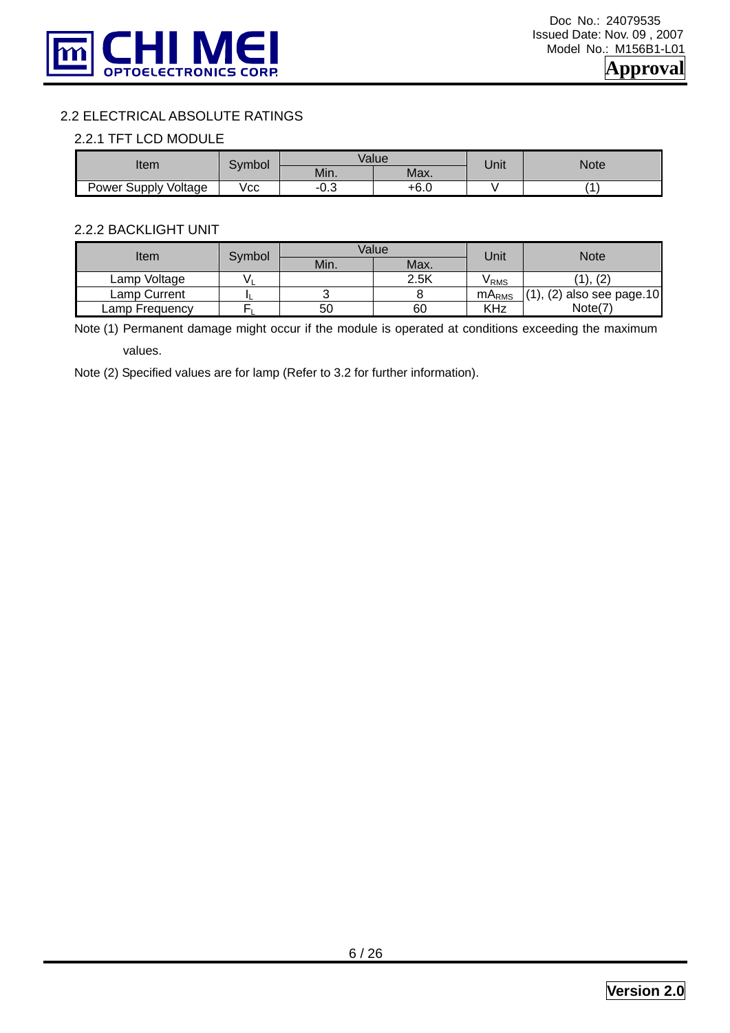## 2.2 ELECTRICAL ABSOLUTE RATINGS

### 2.2.1 TFT LCD MODULE

| Item | Symbol | Value | | Unit | Note |
|---|---|---|---|---|---|
| | | Min. | Max. | | |
| Power Supply Voltage | Vcc | -0.3 | +6.0 | V | (1) |

### 2.2.2 BACKLIGHT UNIT

| Item | Symbol | Value | | Unit | Note |
|---|---|---|---|---|---|
| | | Min. | Max. | | |
| Lamp Voltage | $V_L$ | | 2.5K | $V_{RMS}$ | (1), (2) |
| Lamp Current | $I_L$ | 3 | 8 | $mA_{RMS}$ | (1), (2) also see page.10 |
| Lamp Frequency | $F_L$ | 50 | 60 | KHz | Note(7) |

Note (1) Permanent damage might occur if the module is operated at conditions exceeding the maximum values.

Note (2) Specified values are for lamp (Refer to 3.2 for further information).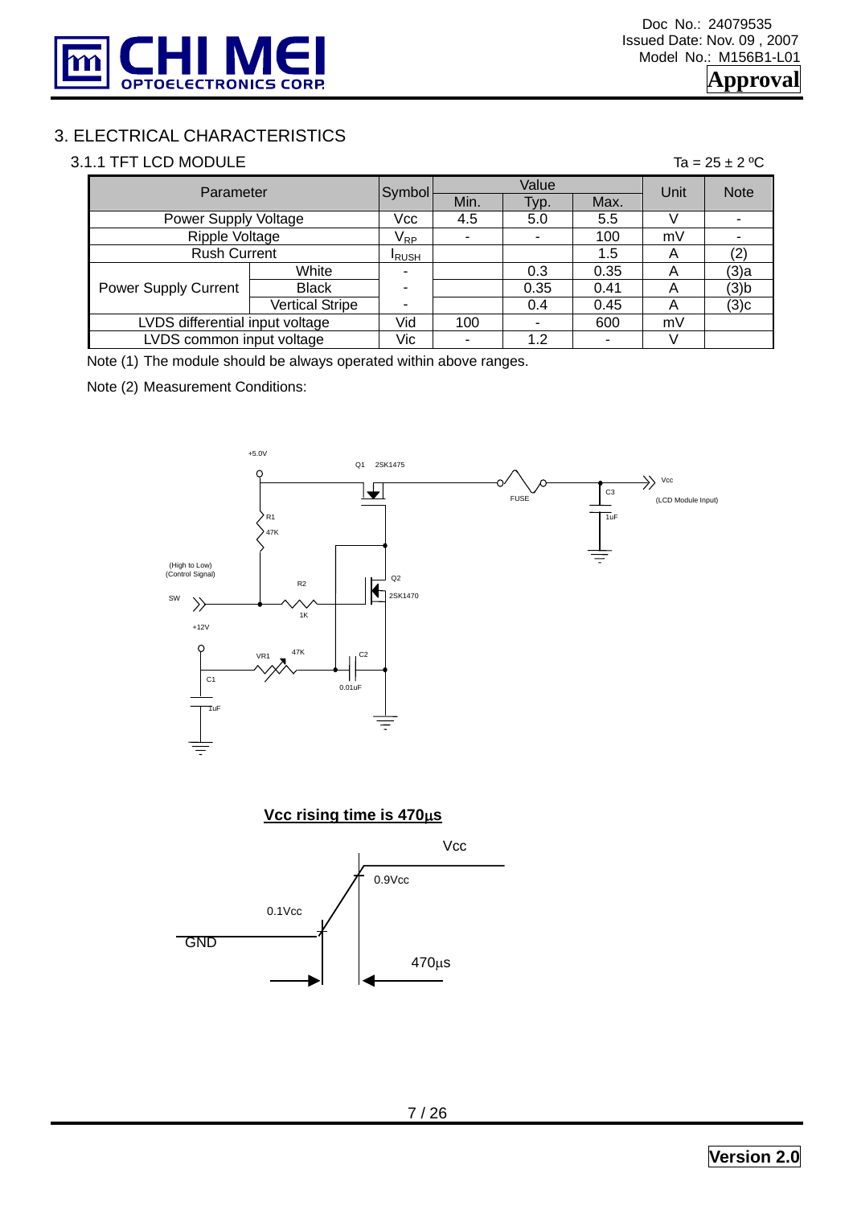# 3. ELECTRICAL CHARACTERISTICS

## 3.1.1 TFT LCD MODULE

Ta = 25 ± 2 ºC

| Parameter | | Symbol | Value | | | Unit | Note |
|---|---|---|---|---|---|---|---|
| | | | Min. | Typ. | Max. | | |
| Power Supply Voltage | | Vcc | 4.5 | 5.0 | 5.5 | V | - |
| Ripple Voltage | | $V_{RP}$ | - | - | 100 | mV | - |
| Rush Current | | $I_{RUSH}$ | | | 1.5 | A | (2) |
| Power Supply Current | White | - | | 0.3 | 0.35 | A | (3)a |
| | Black | - | | 0.35 | 0.41 | A | (3)b |
| | Vertical Stripe | - | | 0.4 | 0.45 | A | (3)c |
| LVDS differential input voltage | | Vid | 100 | - | 600 | mV | |
| LVDS common input voltage | | Vic | - | 1.2 | - | V | |

Note (1) The module should be always operated within above ranges.

Note (2) Measurement Conditions:

**Vcc rising time is 470µs**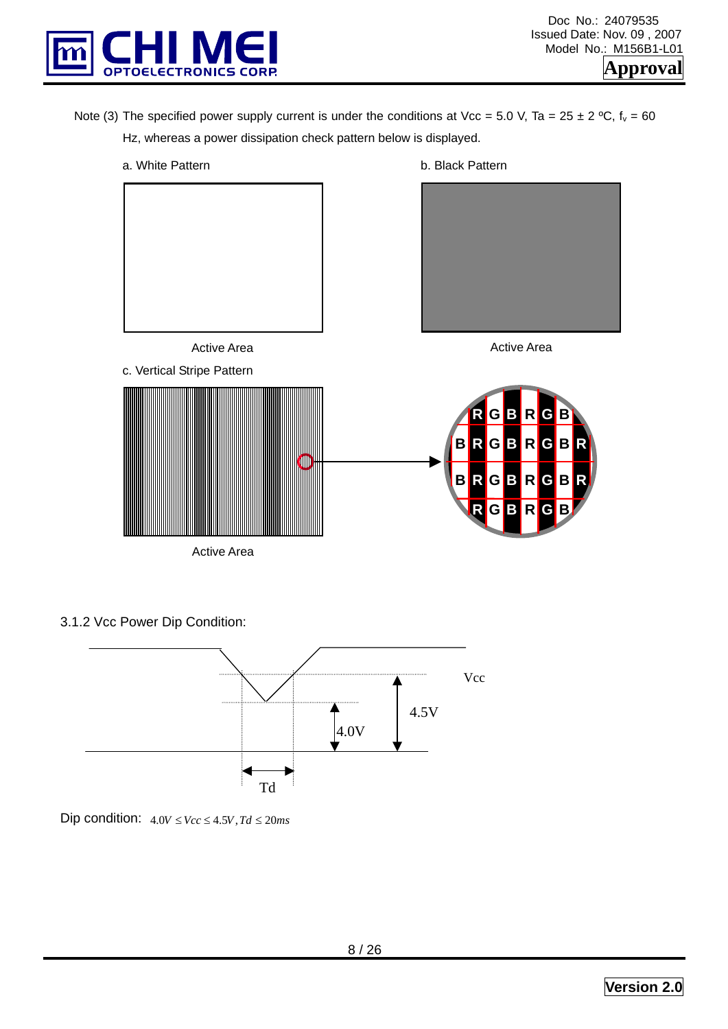Note (3) The specified power supply current is under the conditions at Vcc = 5.0 V, Ta = 25 ± 2 ºC, $f_v$ = 60 Hz, whereas a power dissipation check pattern below is displayed.

a. White Pattern

Active Area

b. Black Pattern

Active Area

c. Vertical Stripe Pattern

Active Area

3.1.2 Vcc Power Dip Condition:

Dip condition: $4.0V \le Vcc \le 4.5V, Td \le 20ms$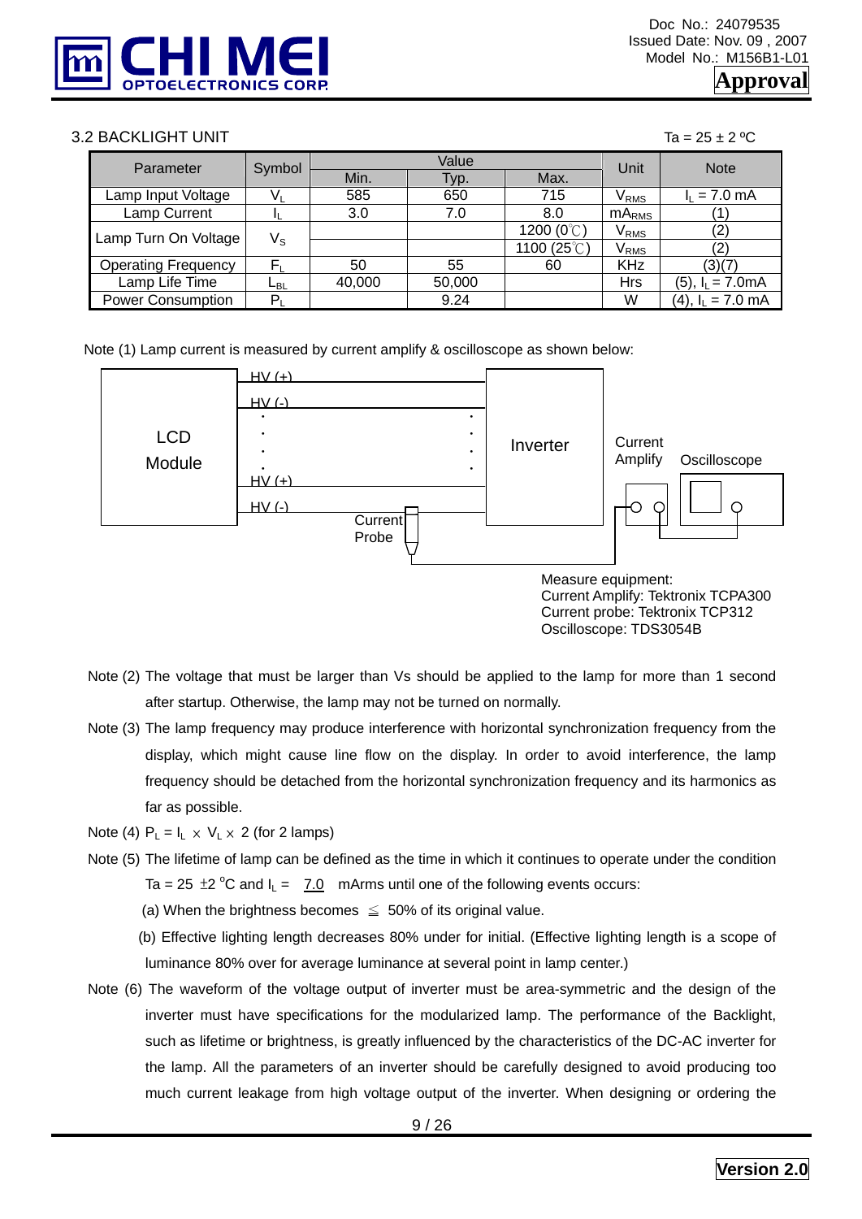## 3.2 BACKLIGHT UNIT

Ta = 25 ± 2 ºC

| Parameter | Symbol | Value | | | Unit | Note |
|---|---|---|---|---|---|---|
| | | Min. | Typ. | Max. | | |
| Lamp Input Voltage | $V_L$ | 585 | 650 | 715 | $V_{RMS}$ | $I_L$ = 7.0 mA |
| Lamp Current | $I_L$ | 3.0 | 7.0 | 8.0 | $mA_{RMS}$ | (1) |
| Lamp Turn On Voltage | $V_S$ | | | 1200 (0℃) | $V_{RMS}$ | (2) |
| | | | | 1100 (25℃) | $V_{RMS}$ | (2) |
| Operating Frequency | $F_L$ | 50 | 55 | 60 | KHz | (3)(7) |
| Lamp Life Time | $L_{BL}$ | 40,000 | 50,000 | | Hrs | (5), $I_L$ = 7.0mA |
| Power Consumption | $P_L$ | | 9.24 | | W | (4), $I_L$ = 7.0 mA |

Note (1) Lamp current is measured by current amplify & oscilloscope as shown below:

LCD Module — HV (+), HV (-), HV (+), HV (-) — Inverter — Current Probe — Current Amplify — Oscilloscope

Measure equipment:
Current Amplify: Tektronix TCPA300
Current probe: Tektronix TCP312
Oscilloscope: TDS3054B

Note (2) The voltage that must be larger than Vs should be applied to the lamp for more than 1 second after startup. Otherwise, the lamp may not be turned on normally.

Note (3) The lamp frequency may produce interference with horizontal synchronization frequency from the display, which might cause line flow on the display. In order to avoid interference, the lamp frequency should be detached from the horizontal synchronization frequency and its harmonics as far as possible.

Note (4) $P_L = I_L \times V_L \times 2$ (for 2 lamps)

Note (5) The lifetime of lamp can be defined as the time in which it continues to operate under the condition Ta = 25 ±2 °C and $I_L$ = 7.0 mArms until one of the following events occurs:

(a) When the brightness becomes ≦ 50% of its original value.

(b) Effective lighting length decreases 80% under for initial. (Effective lighting length is a scope of luminance 80% over for average luminance at several point in lamp center.)

Note (6) The waveform of the voltage output of inverter must be area-symmetric and the design of the inverter must have specifications for the modularized lamp. The performance of the Backlight, such as lifetime or brightness, is greatly influenced by the characteristics of the DC-AC inverter for the lamp. All the parameters of an inverter should be carefully designed to avoid producing too much current leakage from high voltage output of the inverter. When designing or ordering the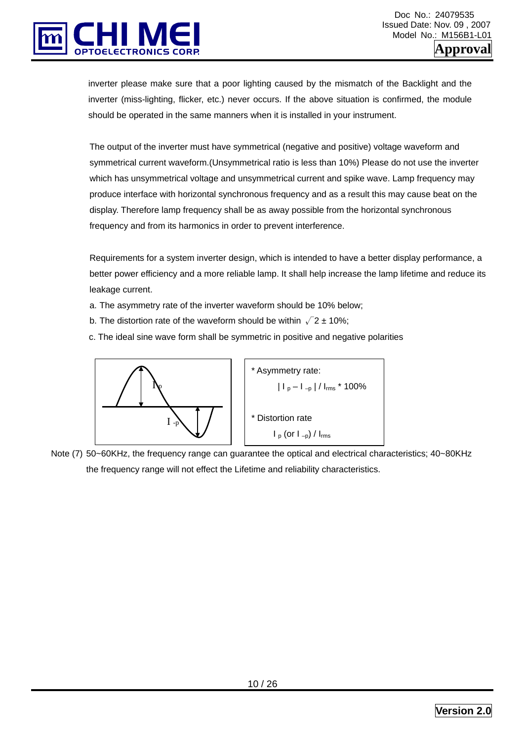inverter please make sure that a poor lighting caused by the mismatch of the Backlight and the inverter (miss-lighting, flicker, etc.) never occurs. If the above situation is confirmed, the module should be operated in the same manners when it is installed in your instrument.

The output of the inverter must have symmetrical (negative and positive) voltage waveform and symmetrical current waveform.(Unsymmetrical ratio is less than 10%) Please do not use the inverter which has unsymmetrical voltage and unsymmetrical current and spike wave. Lamp frequency may produce interface with horizontal synchronous frequency and as a result this may cause beat on the display. Therefore lamp frequency shall be as away possible from the horizontal synchronous frequency and from its harmonics in order to prevent interference.

Requirements for a system inverter design, which is intended to have a better display performance, a better power efficiency and a more reliable lamp. It shall help increase the lamp lifetime and reduce its leakage current.

a. The asymmetry rate of the inverter waveform should be 10% below;

b. The distortion rate of the waveform should be within $\sqrt{2} \pm 10\%$;

c. The ideal sine wave form shall be symmetric in positive and negative polarities

$I_p$

$I_{-p}$

* Asymmetry rate:

$$| I_p - I_{-p} | / I_{rms} * 100\%$$

* Distortion rate

$$I_p \text{ (or } I_{-p}) / I_{rms}$$

Note (7) 50~60KHz, the frequency range can guarantee the optical and electrical characteristics; 40~80KHz the frequency range will not effect the Lifetime and reliability characteristics.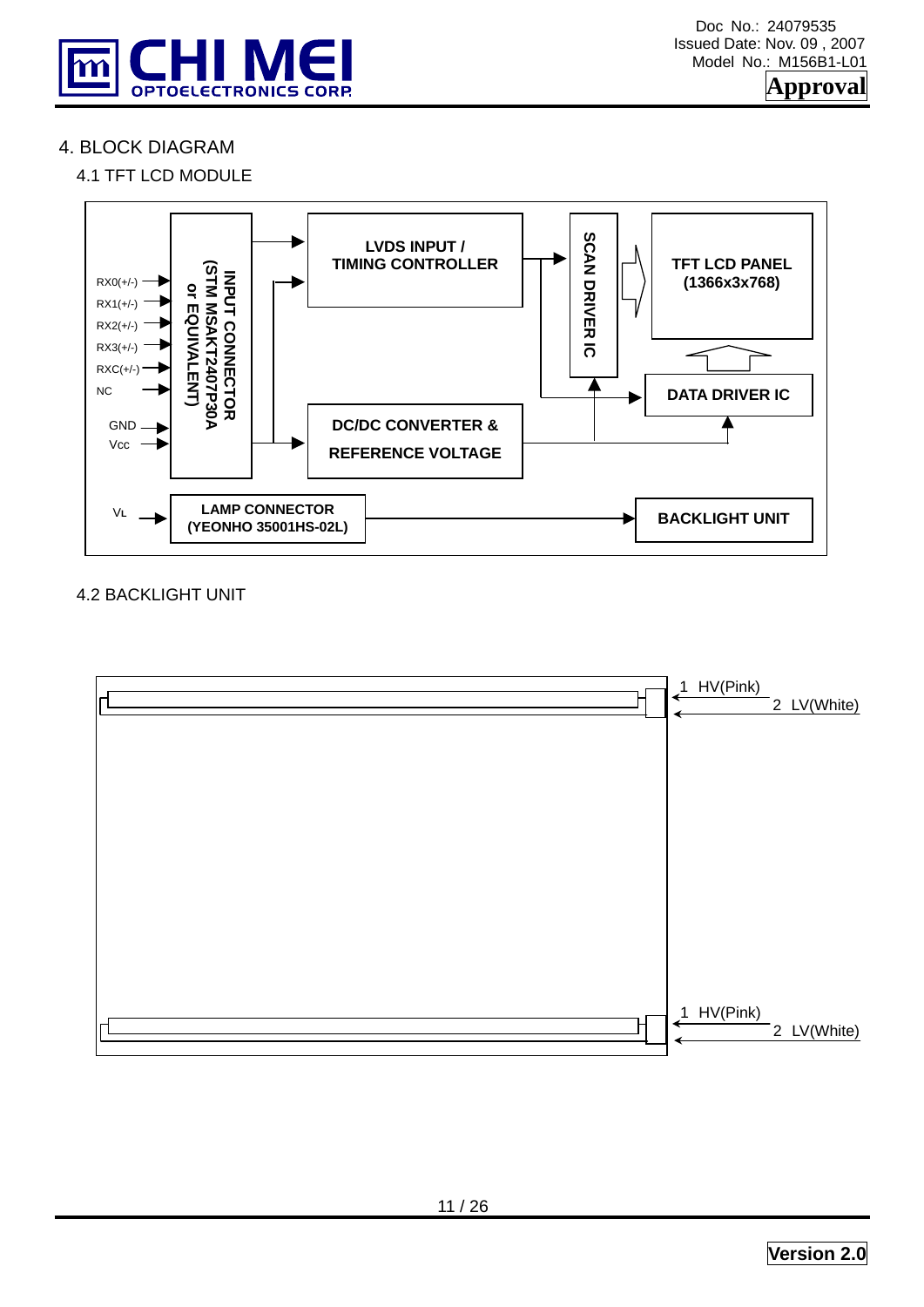## 4. BLOCK DIAGRAM

### 4.1 TFT LCD MODULE

RX0(+/-)
RX1(+/-)
RX2(+/-)
RX3(+/-)
RXC(+/-)
NC
GND
Vcc

INPUT CONNECTOR (STM MSAKT2407P30A or EQUIVALENT)

LVDS INPUT / TIMING CONTROLLER

SCAN DRIVER IC

TFT LCD PANEL (1366x3x768)

DATA DRIVER IC

DC/DC CONVERTER & REFERENCE VOLTAGE

VL

LAMP CONNECTOR (YEONHO 35001HS-02L)

BACKLIGHT UNIT

### 4.2 BACKLIGHT UNIT

1 HV(Pink)
2 LV(White)

1 HV(Pink)
2 LV(White)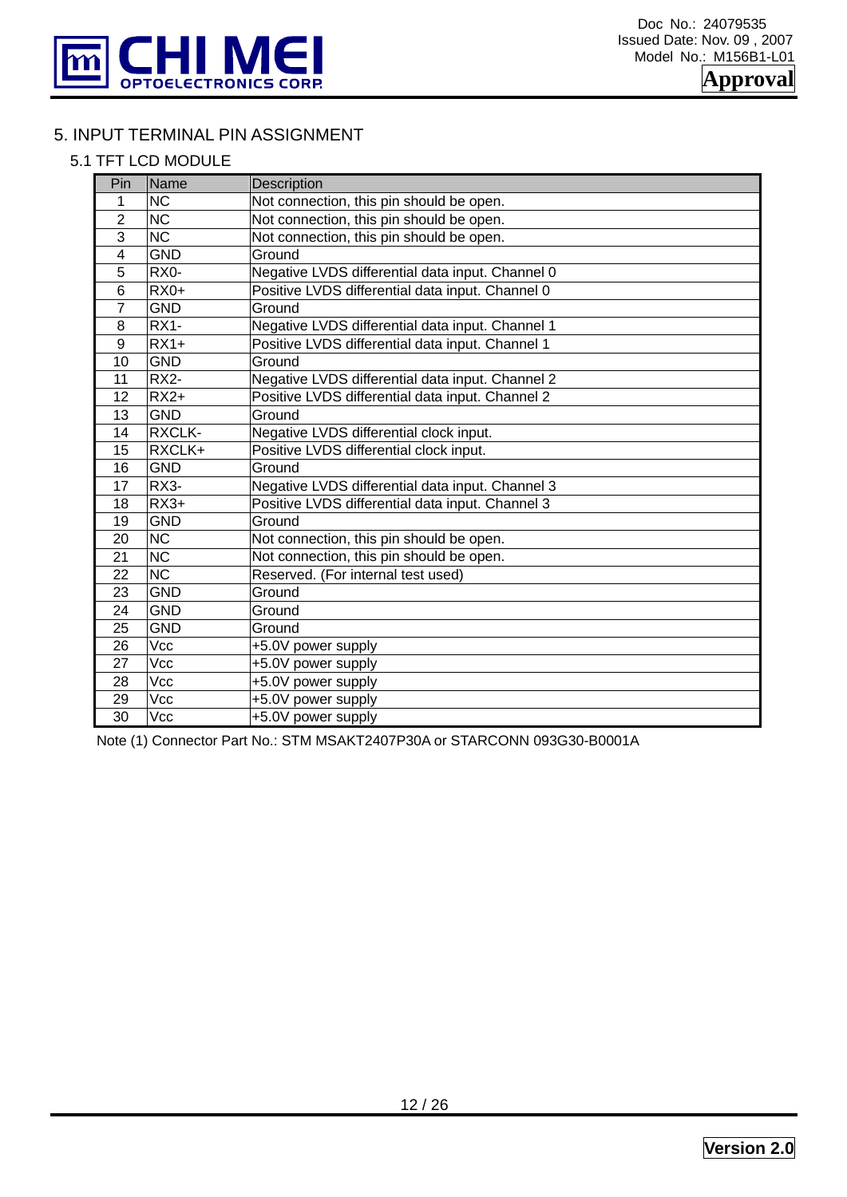# 5. INPUT TERMINAL PIN ASSIGNMENT

## 5.1 TFT LCD MODULE

| Pin | Name | Description |
|---|---|---|
| 1 | NC | Not connection, this pin should be open. |
| 2 | NC | Not connection, this pin should be open. |
| 3 | NC | Not connection, this pin should be open. |
| 4 | GND | Ground |
| 5 | RX0- | Negative LVDS differential data input. Channel 0 |
| 6 | RX0+ | Positive LVDS differential data input. Channel 0 |
| 7 | GND | Ground |
| 8 | RX1- | Negative LVDS differential data input. Channel 1 |
| 9 | RX1+ | Positive LVDS differential data input. Channel 1 |
| 10 | GND | Ground |
| 11 | RX2- | Negative LVDS differential data input. Channel 2 |
| 12 | RX2+ | Positive LVDS differential data input. Channel 2 |
| 13 | GND | Ground |
| 14 | RXCLK- | Negative LVDS differential clock input. |
| 15 | RXCLK+ | Positive LVDS differential clock input. |
| 16 | GND | Ground |
| 17 | RX3- | Negative LVDS differential data input. Channel 3 |
| 18 | RX3+ | Positive LVDS differential data input. Channel 3 |
| 19 | GND | Ground |
| 20 | NC | Not connection, this pin should be open. |
| 21 | NC | Not connection, this pin should be open. |
| 22 | NC | Reserved. (For internal test used) |
| 23 | GND | Ground |
| 24 | GND | Ground |
| 25 | GND | Ground |
| 26 | Vcc | +5.0V power supply |
| 27 | Vcc | +5.0V power supply |
| 28 | Vcc | +5.0V power supply |
| 29 | Vcc | +5.0V power supply |
| 30 | Vcc | +5.0V power supply |

Note (1) Connector Part No.: STM MSAKT2407P30A or STARCONN 093G30-B0001A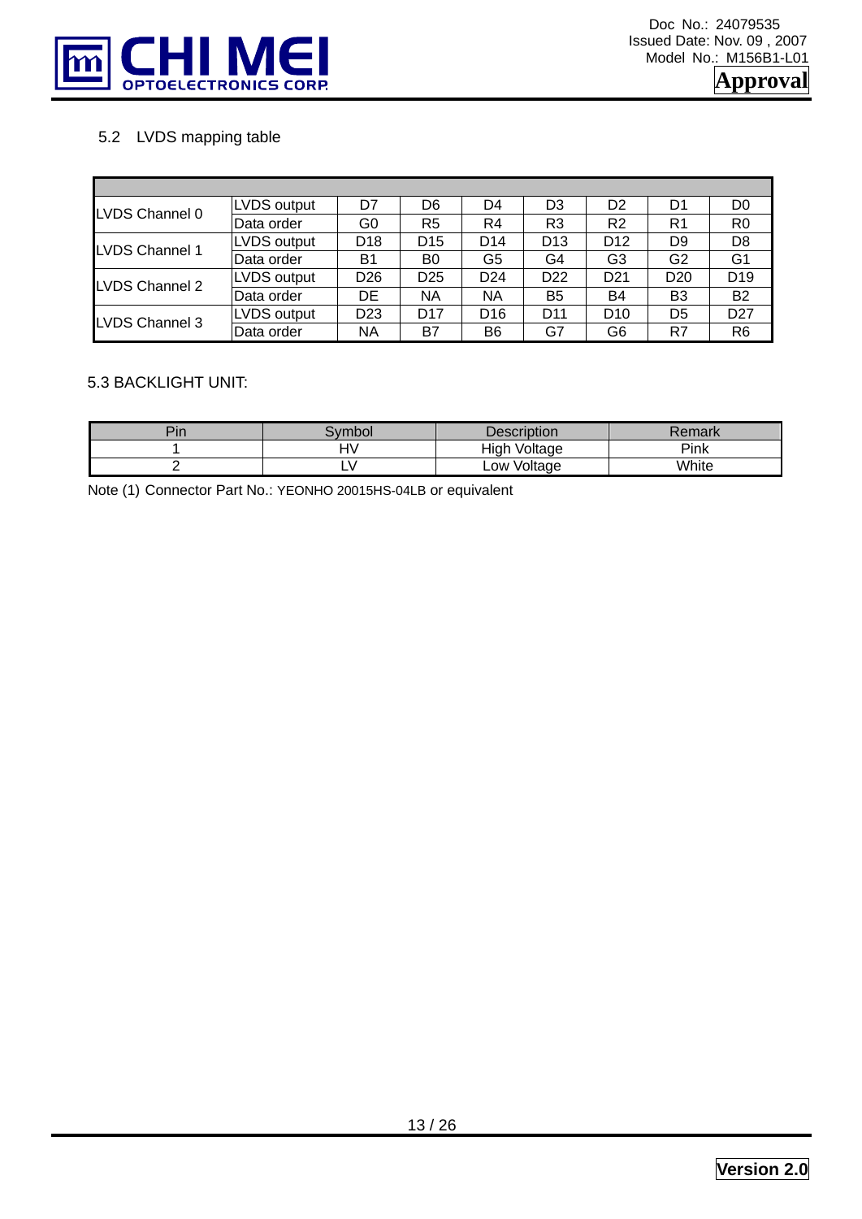## 5.2 LVDS mapping table

| | | | | | | | | |
|---|---|---|---|---|---|---|---|---|
| LVDS Channel 0 | LVDS output | D7 | D6 | D4 | D3 | D2 | D1 | D0 |
| | Data order | G0 | R5 | R4 | R3 | R2 | R1 | R0 |
| LVDS Channel 1 | LVDS output | D18 | D15 | D14 | D13 | D12 | D9 | D8 |
| | Data order | B1 | B0 | G5 | G4 | G3 | G2 | G1 |
| LVDS Channel 2 | LVDS output | D26 | D25 | D24 | D22 | D21 | D20 | D19 |
| | Data order | DE | NA | NA | B5 | B4 | B3 | B2 |
| LVDS Channel 3 | LVDS output | D23 | D17 | D16 | D11 | D10 | D5 | D27 |
| | Data order | NA | B7 | B6 | G7 | G6 | R7 | R6 |

## 5.3 BACKLIGHT UNIT:

| Pin | Symbol | Description | Remark |
|---|---|---|---|
| 1 | HV | High Voltage | Pink |
| 2 | LV | Low Voltage | White |

Note (1) Connector Part No.: YEONHO 20015HS-04LB or equivalent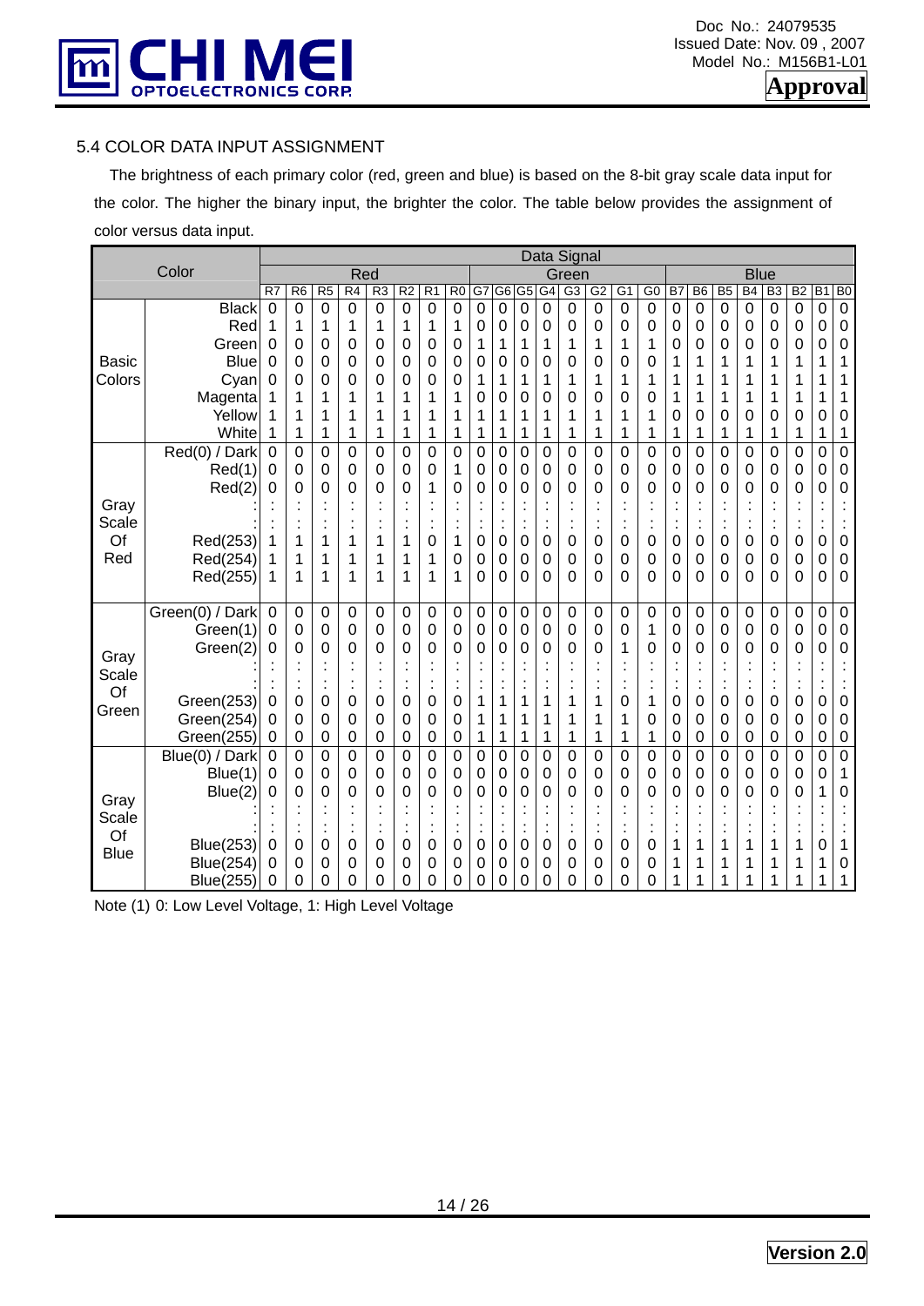## 5.4 COLOR DATA INPUT ASSIGNMENT

The brightness of each primary color (red, green and blue) is based on the 8-bit gray scale data input for the color. The higher the binary input, the brighter the color. The table below provides the assignment of color versus data input.

| | Color | Data Signal | | | | | | | | | | | | | | | | | | | | | | | |
|---|---|---|---|---|---|---|---|---|---|---|---|---|---|---|---|---|---|---|---|---|---|---|---|---|---|
| | | Red | | | | | | | | Green | | | | | | | | Blue | | | | | | | |
| | | R7 | R6 | R5 | R4 | R3 | R2 | R1 | R0 | G7 | G6 | G5 | G4 | G3 | G2 | G1 | G0 | B7 | B6 | B5 | B4 | B3 | B2 | B1 | B0 |
| Basic Colors | Black | 0 | 0 | 0 | 0 | 0 | 0 | 0 | 0 | 0 | 0 | 0 | 0 | 0 | 0 | 0 | 0 | 0 | 0 | 0 | 0 | 0 | 0 | 0 | 0 |
| | Red | 1 | 1 | 1 | 1 | 1 | 1 | 1 | 1 | 0 | 0 | 0 | 0 | 0 | 0 | 0 | 0 | 0 | 0 | 0 | 0 | 0 | 0 | 0 | 0 |
| | Green | 0 | 0 | 0 | 0 | 0 | 0 | 0 | 0 | 1 | 1 | 1 | 1 | 1 | 1 | 1 | 1 | 0 | 0 | 0 | 0 | 0 | 0 | 0 | 0 |
| | Blue | 0 | 0 | 0 | 0 | 0 | 0 | 0 | 0 | 0 | 0 | 0 | 0 | 0 | 0 | 0 | 0 | 1 | 1 | 1 | 1 | 1 | 1 | 1 | 1 |
| | Cyan | 0 | 0 | 0 | 0 | 0 | 0 | 0 | 0 | 1 | 1 | 1 | 1 | 1 | 1 | 1 | 1 | 1 | 1 | 1 | 1 | 1 | 1 | 1 | 1 |
| | Magenta | 1 | 1 | 1 | 1 | 1 | 1 | 1 | 1 | 0 | 0 | 0 | 0 | 0 | 0 | 0 | 0 | 1 | 1 | 1 | 1 | 1 | 1 | 1 | 1 |
| | Yellow | 1 | 1 | 1 | 1 | 1 | 1 | 1 | 1 | 1 | 1 | 1 | 1 | 1 | 1 | 1 | 1 | 0 | 0 | 0 | 0 | 0 | 0 | 0 | 0 |
| | White | 1 | 1 | 1 | 1 | 1 | 1 | 1 | 1 | 1 | 1 | 1 | 1 | 1 | 1 | 1 | 1 | 1 | 1 | 1 | 1 | 1 | 1 | 1 | 1 |
| Gray Scale Of Red | Red(0) / Dark | 0 | 0 | 0 | 0 | 0 | 0 | 0 | 0 | 0 | 0 | 0 | 0 | 0 | 0 | 0 | 0 | 0 | 0 | 0 | 0 | 0 | 0 | 0 | 0 |
| | Red(1) | 0 | 0 | 0 | 0 | 0 | 0 | 0 | 1 | 0 | 0 | 0 | 0 | 0 | 0 | 0 | 0 | 0 | 0 | 0 | 0 | 0 | 0 | 0 | 0 |
| | Red(2) | 0 | 0 | 0 | 0 | 0 | 0 | 1 | 0 | 0 | 0 | 0 | 0 | 0 | 0 | 0 | 0 | 0 | 0 | 0 | 0 | 0 | 0 | 0 | 0 |
| | : | : | : | : | : | : | : | : | : | : | : | : | : | : | : | : | : | : | : | : | : | : | : | : | : |
| | : | : | : | : | : | : | : | : | : | : | : | : | : | : | : | : | : | : | : | : | : | : | : | : | : |
| | Red(253) | 1 | 1 | 1 | 1 | 1 | 1 | 0 | 1 | 0 | 0 | 0 | 0 | 0 | 0 | 0 | 0 | 0 | 0 | 0 | 0 | 0 | 0 | 0 | 0 |
| | Red(254) | 1 | 1 | 1 | 1 | 1 | 1 | 1 | 0 | 0 | 0 | 0 | 0 | 0 | 0 | 0 | 0 | 0 | 0 | 0 | 0 | 0 | 0 | 0 | 0 |
| | Red(255) | 1 | 1 | 1 | 1 | 1 | 1 | 1 | 1 | 0 | 0 | 0 | 0 | 0 | 0 | 0 | 0 | 0 | 0 | 0 | 0 | 0 | 0 | 0 | 0 |
| Gray Scale Of Green | Green(0) / Dark | 0 | 0 | 0 | 0 | 0 | 0 | 0 | 0 | 0 | 0 | 0 | 0 | 0 | 0 | 0 | 0 | 0 | 0 | 0 | 0 | 0 | 0 | 0 | 0 |
| | Green(1) | 0 | 0 | 0 | 0 | 0 | 0 | 0 | 0 | 0 | 0 | 0 | 0 | 0 | 0 | 0 | 1 | 0 | 0 | 0 | 0 | 0 | 0 | 0 | 0 |
| | Green(2) | 0 | 0 | 0 | 0 | 0 | 0 | 0 | 0 | 0 | 0 | 0 | 0 | 0 | 0 | 1 | 0 | 0 | 0 | 0 | 0 | 0 | 0 | 0 | 0 |
| | : | : | : | : | : | : | : | : | : | : | : | : | : | : | : | : | : | : | : | : | : | : | : | : | : |
| | : | : | : | : | : | : | : | : | : | : | : | : | : | : | : | : | : | : | : | : | : | : | : | : | : |
| | Green(253) | 0 | 0 | 0 | 0 | 0 | 0 | 0 | 0 | 1 | 1 | 1 | 1 | 1 | 1 | 0 | 1 | 0 | 0 | 0 | 0 | 0 | 0 | 0 | 0 |
| | Green(254) | 0 | 0 | 0 | 0 | 0 | 0 | 0 | 0 | 1 | 1 | 1 | 1 | 1 | 1 | 1 | 0 | 0 | 0 | 0 | 0 | 0 | 0 | 0 | 0 |
| | Green(255) | 0 | 0 | 0 | 0 | 0 | 0 | 0 | 0 | 1 | 1 | 1 | 1 | 1 | 1 | 1 | 1 | 0 | 0 | 0 | 0 | 0 | 0 | 0 | 0 |
| Gray Scale Of Blue | Blue(0) / Dark | 0 | 0 | 0 | 0 | 0 | 0 | 0 | 0 | 0 | 0 | 0 | 0 | 0 | 0 | 0 | 0 | 0 | 0 | 0 | 0 | 0 | 0 | 0 | 0 |
| | Blue(1) | 0 | 0 | 0 | 0 | 0 | 0 | 0 | 0 | 0 | 0 | 0 | 0 | 0 | 0 | 0 | 0 | 0 | 0 | 0 | 0 | 0 | 0 | 0 | 1 |
| | Blue(2) | 0 | 0 | 0 | 0 | 0 | 0 | 0 | 0 | 0 | 0 | 0 | 0 | 0 | 0 | 0 | 0 | 0 | 0 | 0 | 0 | 0 | 0 | 1 | 0 |
| | : | : | : | : | : | : | : | : | : | : | : | : | : | : | : | : | : | : | : | : | : | : | : | : | : |
| | : | : | : | : | : | : | : | : | : | : | : | : | : | : | : | : | : | : | : | : | : | : | : | : | : |
| | Blue(253) | 0 | 0 | 0 | 0 | 0 | 0 | 0 | 0 | 0 | 0 | 0 | 0 | 0 | 0 | 0 | 0 | 1 | 1 | 1 | 1 | 1 | 1 | 0 | 1 |
| | Blue(254) | 0 | 0 | 0 | 0 | 0 | 0 | 0 | 0 | 0 | 0 | 0 | 0 | 0 | 0 | 0 | 0 | 1 | 1 | 1 | 1 | 1 | 1 | 1 | 0 |
| | Blue(255) | 0 | 0 | 0 | 0 | 0 | 0 | 0 | 0 | 0 | 0 | 0 | 0 | 0 | 0 | 0 | 0 | 1 | 1 | 1 | 1 | 1 | 1 | 1 | 1 |

Note (1) 0: Low Level Voltage, 1: High Level Voltage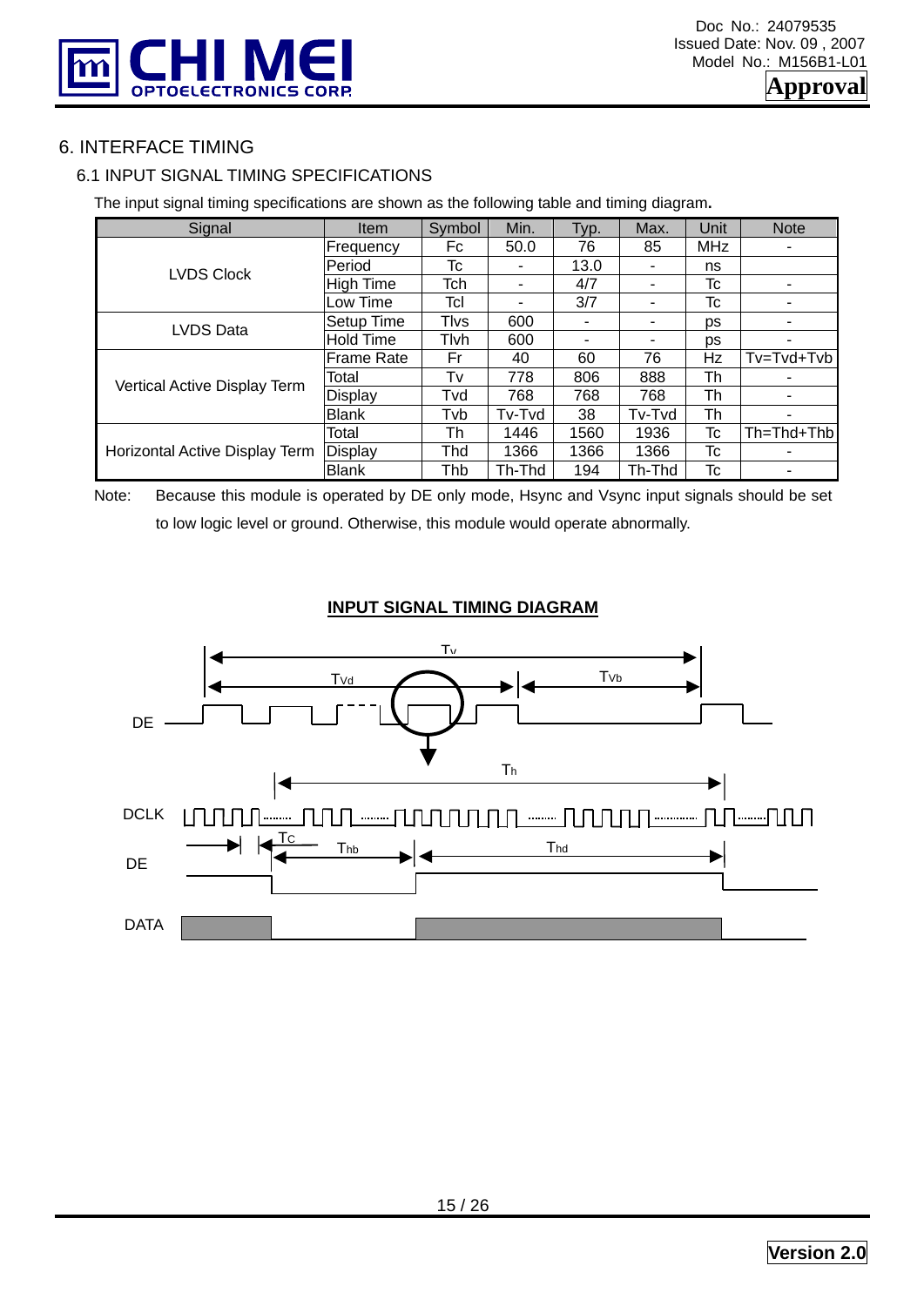# 6. INTERFACE TIMING

## 6.1 INPUT SIGNAL TIMING SPECIFICATIONS

The input signal timing specifications are shown as the following table and timing diagram**.**

| Signal | Item | Symbol | Min. | Typ. | Max. | Unit | Note |
|---|---|---|---|---|---|---|---|
| LVDS Clock | Frequency | Fc | 50.0 | 76 | 85 | MHz | - |
| | Period | Tc | - | 13.0 | - | ns | |
| | High Time | Tch | - | 4/7 | - | Tc | - |
| | Low Time | Tcl | - | 3/7 | - | Tc | - |
| LVDS Data | Setup Time | Tlvs | 600 | - | - | ps | - |
| | Hold Time | Tlvh | 600 | - | - | ps | - |
| Vertical Active Display Term | Frame Rate | Fr | 40 | 60 | 76 | Hz | Tv=Tvd+Tvb |
| | Total | Tv | 778 | 806 | 888 | Th | - |
| | Display | Tvd | 768 | 768 | 768 | Th | - |
| | Blank | Tvb | Tv-Tvd | 38 | Tv-Tvd | Th | - |
| Horizontal Active Display Term | Total | Th | 1446 | 1560 | 1936 | Tc | Th=Thd+Thb |
| | Display | Thd | 1366 | 1366 | 1366 | Tc | - |
| | Blank | Thb | Th-Thd | 194 | Th-Thd | Tc | - |

Note: Because this module is operated by DE only mode, Hsync and Vsync input signals should be set to low logic level or ground. Otherwise, this module would operate abnormally.

**INPUT SIGNAL TIMING DIAGRAM**

Tv, Tvd, Tvb, DE, Th, DCLK, Tc, Thb, Thd, DE, DATA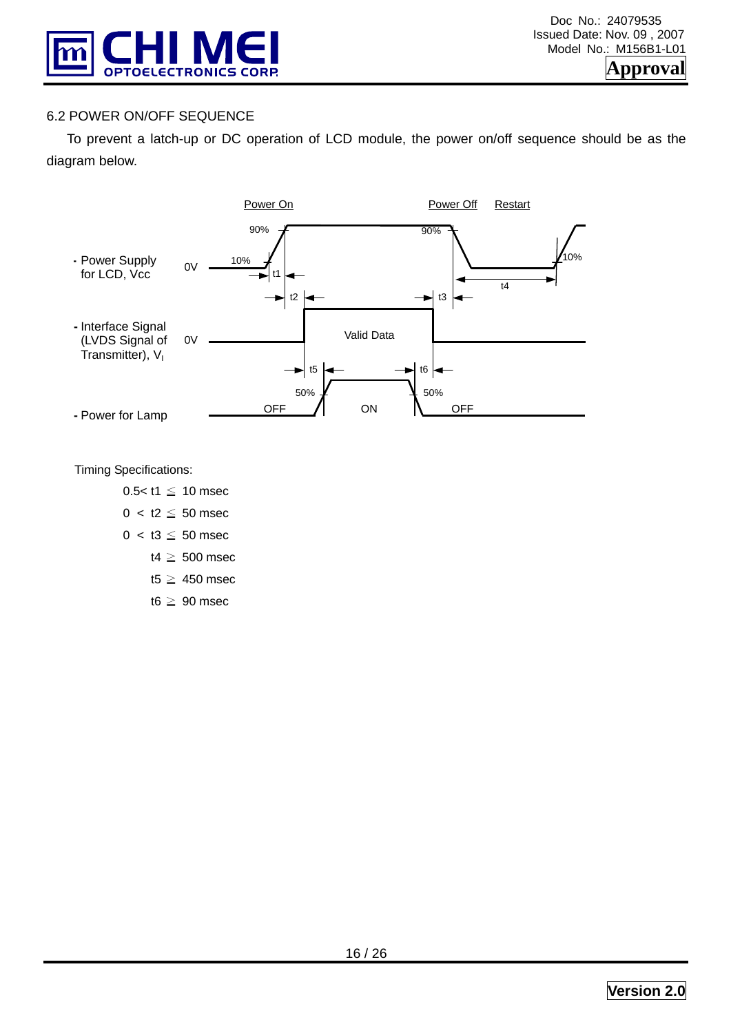## 6.2 POWER ON/OFF SEQUENCE

To prevent a latch-up or DC operation of LCD module, the power on/off sequence should be as the diagram below.

Power On | Power Off | Restart

- Power Supply for LCD, Vcc
- Interface Signal (LVDS Signal of Transmitter), $V_I$
- Power for Lamp

Timing Specifications:

$0.5 < t1 \leqq 10$ msec

$0 < t2 \leqq 50$ msec

$0 < t3 \leqq 50$ msec

$t4 \geqq 500$ msec

$t5 \geqq 450$ msec

$t6 \geqq 90$ msec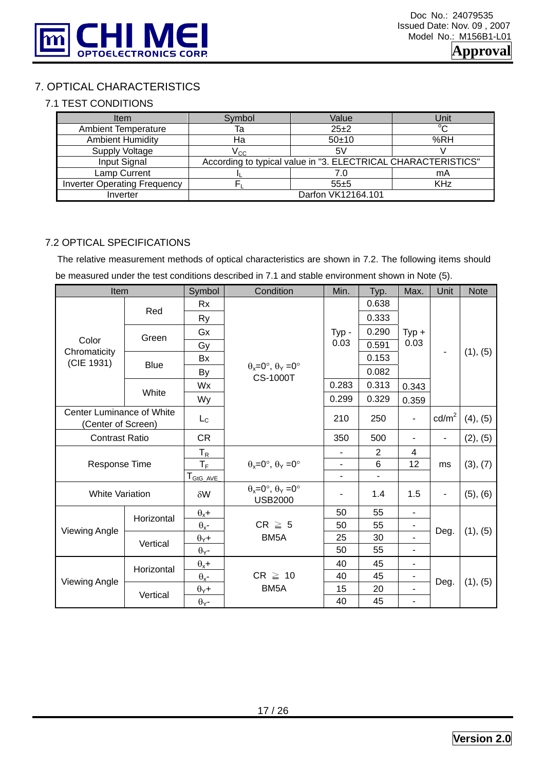# 7. OPTICAL CHARACTERISTICS

## 7.1 TEST CONDITIONS

| Item | Symbol | Value | Unit |
|---|---|---|---|
| Ambient Temperature | Ta | 25±2 | $^{o}C$ |
| Ambient Humidity | Ha | 50±10 | %RH |
| Supply Voltage | $V_{CC}$ | 5V | V |
| Input Signal | According to typical value in "3. ELECTRICAL CHARACTERISTICS" | | |
| Lamp Current | $I_L$ | 7.0 | mA |
| Inverter Operating Frequency | $F_L$ | 55±5 | KHz |
| Inverter | Darfon VK12164.101 | | |

## 7.2 OPTICAL SPECIFICATIONS

The relative measurement methods of optical characteristics are shown in 7.2. The following items should be measured under the test conditions described in 7.1 and stable environment shown in Note (5).

| Item | | Symbol | Condition | Min. | Typ. | Max. | Unit | Note |
|---|---|---|---|---|---|---|---|---|
| Color Chromaticity (CIE 1931) | Red | Rx | $\theta_x$=0°, $\theta_Y$ =0° CS-1000T | Typ - 0.03 | 0.638 | Typ + 0.03 | - | (1), (5) |
| | | Ry | | | 0.333 | | | |
| | Green | Gx | | | 0.290 | | | |
| | | Gy | | | 0.591 | | | |
| | Blue | Bx | | | 0.153 | | | |
| | | By | | | 0.082 | | | |
| | White | Wx | | 0.283 | 0.313 | 0.343 | | |
| | | Wy | | 0.299 | 0.329 | 0.359 | | |
| Center Luminance of White (Center of Screen) | | $L_C$ | | 210 | 250 | - | cd/m$^2$ | (4), (5) |
| Contrast Ratio | | CR | | 350 | 500 | - | - | (2), (5) |
| Response Time | | $T_R$ | $\theta_x$=0°, $\theta_Y$ =0° | - | 2 | 4 | ms | (3), (7) |
| | | $T_F$ | | - | 6 | 12 | | |
| | | $T_{GtG\_AVE}$ | | - | - | | | |
| White Variation | | $\delta W$ | $\theta_x$=0°, $\theta_Y$ =0° USB2000 | - | 1.4 | 1.5 | - | (5), (6) |
| Viewing Angle | Horizontal | $\theta_x$+ | CR ≧ 5 BM5A | 50 | 55 | - | Deg. | (1), (5) |
| | | $\theta_x$- | | 50 | 55 | - | | |
| | Vertical | $\theta_Y$+ | | 25 | 30 | - | | |
| | | $\theta_Y$- | | 50 | 55 | - | | |
| Viewing Angle | Horizontal | $\theta_x$+ | CR ≧ 10 BM5A | 40 | 45 | - | Deg. | (1), (5) |
| | | $\theta_x$- | | 40 | 45 | - | | |
| | Vertical | $\theta_Y$+ | | 15 | 20 | - | | |
| | | $\theta_Y$- | | 40 | 45 | - | | |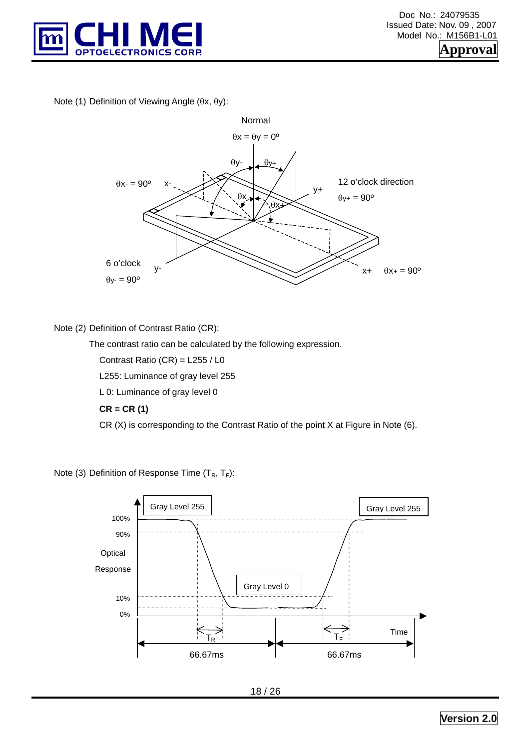Note (1) Definition of Viewing Angle ($\theta x$, $\theta y$):

Normal

$\theta x = \theta y = 0^o$

$\theta y$- $\theta y$+

$\theta x$- = 90º x- 12 o'clock direction

y+ $\theta y$+ = 90º

$\theta x$- $\theta x$+

6 o'clock y-

$\theta y$- = 90º

x+ $\theta x$+ = 90º

Note (2) Definition of Contrast Ratio (CR):

The contrast ratio can be calculated by the following expression.

Contrast Ratio (CR) = L255 / L0

L255: Luminance of gray level 255

L 0: Luminance of gray level 0

**CR = CR (1)**

CR (X) is corresponding to the Contrast Ratio of the point X at Figure in Note (6).

Note (3) Definition of Response Time ($T_R$, $T_F$):

Gray Level 255 Gray Level 255

100%

90%

Optical

Response

Gray Level 0

10%

0%

$T_R$ $T_F$ Time

66.67ms 66.67ms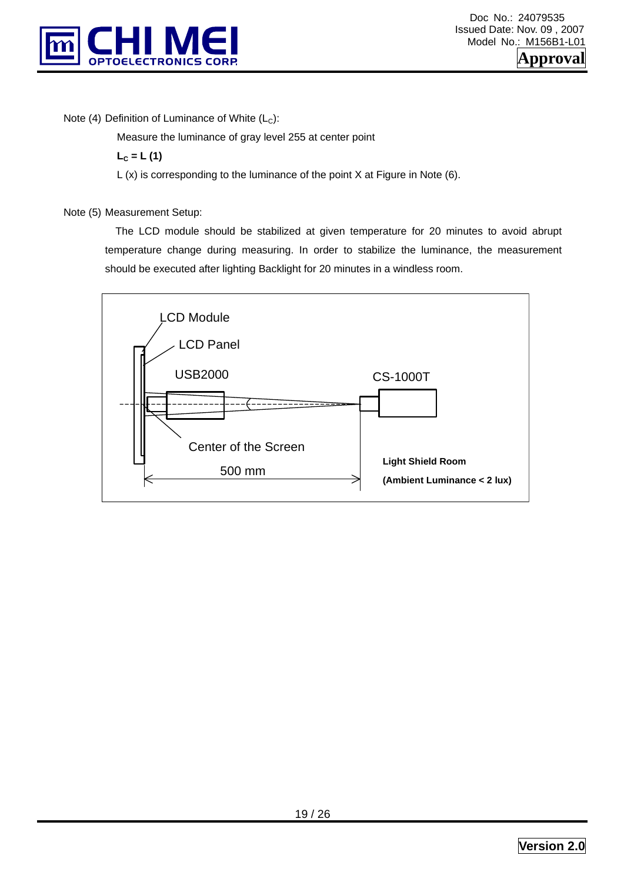Note (4) Definition of Luminance of White ($L_C$):

Measure the luminance of gray level 255 at center point

**$L_C = L (1)$**

L (x) is corresponding to the luminance of the point X at Figure in Note (6).

Note (5) Measurement Setup:

The LCD module should be stabilized at given temperature for 20 minutes to avoid abrupt temperature change during measuring. In order to stabilize the luminance, the measurement should be executed after lighting Backlight for 20 minutes in a windless room.

LCD Module

LCD Panel

USB2000

CS-1000T

Center of the Screen

500 mm

**Light Shield Room**

**(Ambient Luminance < 2 lux)**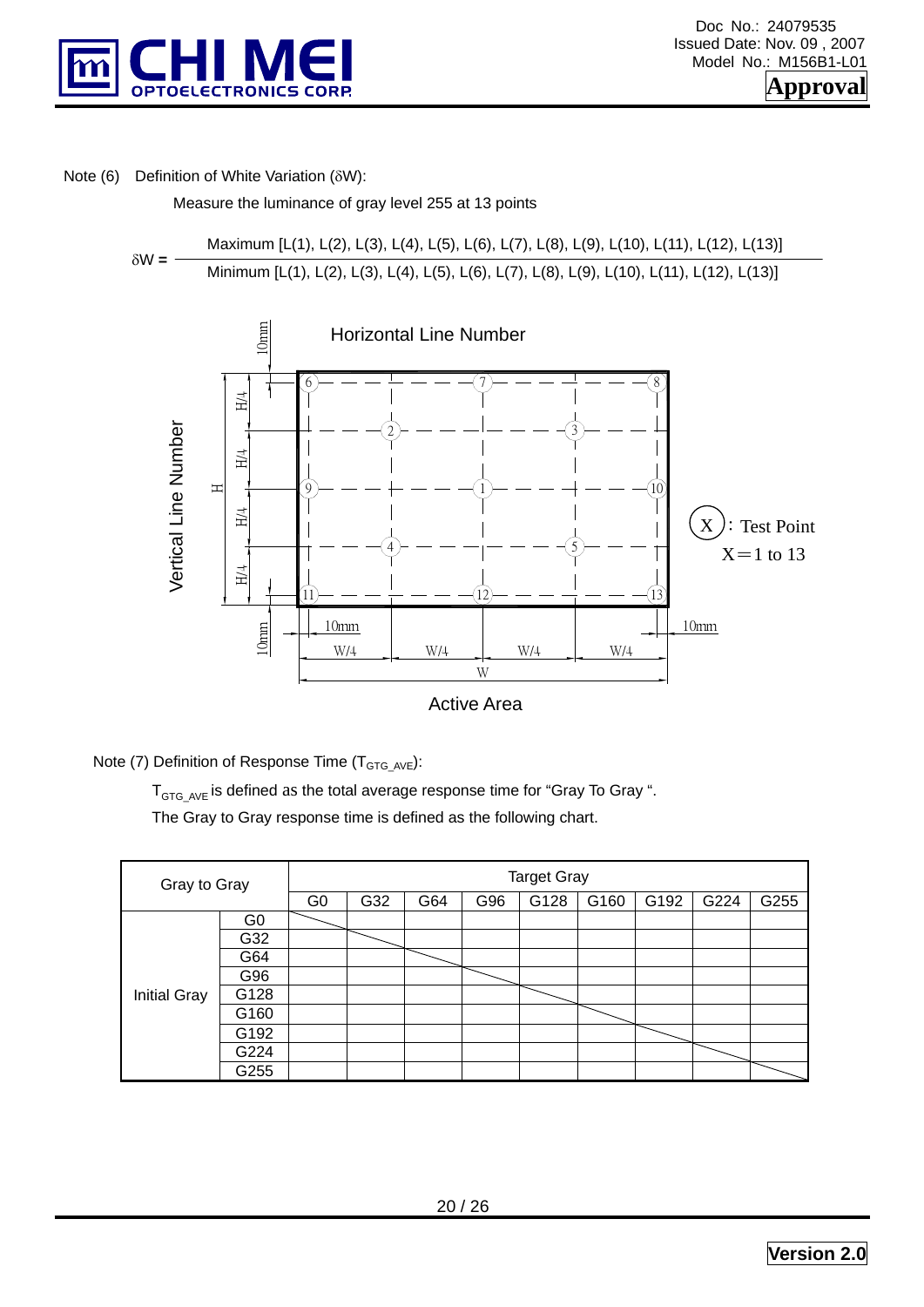Note (6) Definition of White Variation (δW):

Measure the luminance of gray level 255 at 13 points

$$\delta W = \frac{\text{Maximum } [L(1), L(2), L(3), L(4), L(5), L(6), L(7), L(8), L(9), L(10), L(11), L(12), L(13)]}{\text{Minimum } [L(1), L(2), L(3), L(4), L(5), L(6), L(7), L(8), L(9), L(10), L(11), L(12), L(13)]}$$

Horizontal Line Number

Vertical Line Number

(X): Test Point
X=1 to 13

Active Area

Note (7) Definition of Response Time ($T_{GTG\_AVE}$):

$T_{GTG\_AVE}$ is defined as the total average response time for "Gray To Gray ".

The Gray to Gray response time is defined as the following chart.

| Gray to Gray | | Target Gray | | | | | | | | |
|---|---|---|---|---|---|---|---|---|---|---|
| | | G0 | G32 | G64 | G96 | G128 | G160 | G192 | G224 | G255 |
| Initial Gray | G0 | | | | | | | | | |
| | G32 | | | | | | | | | |
| | G64 | | | | | | | | | |
| | G96 | | | | | | | | | |
| | G128 | | | | | | | | | |
| | G160 | | | | | | | | | |
| | G192 | | | | | | | | | |
| | G224 | | | | | | | | | |
| | G255 | | | | | | | | | |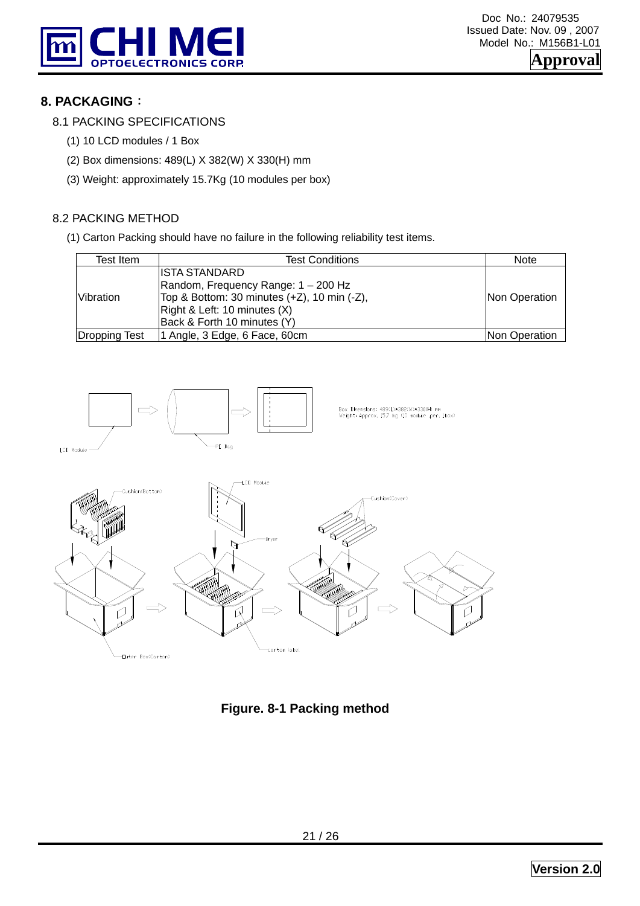## 8. PACKAGING：

### 8.1 PACKING SPECIFICATIONS

(1) 10 LCD modules / 1 Box

(2) Box dimensions: 489(L) X 382(W) X 330(H) mm

(3) Weight: approximately 15.7Kg (10 modules per box)

### 8.2 PACKING METHOD

(1) Carton Packing should have no failure in the following reliability test items.

| Test Item | Test Conditions | Note |
|---|---|---|
| Vibration | ISTA STANDARD<br>Random, Frequency Range: 1 – 200 Hz<br>Top & Bottom: 30 minutes (+Z), 10 min (-Z),<br>Right & Left: 10 minutes (X)<br>Back & Forth 10 minutes (Y) | Non Operation |
| Dropping Test | 1 Angle, 3 Edge, 6 Face, 60cm | Non Operation |

**Figure. 8-1 Packing method**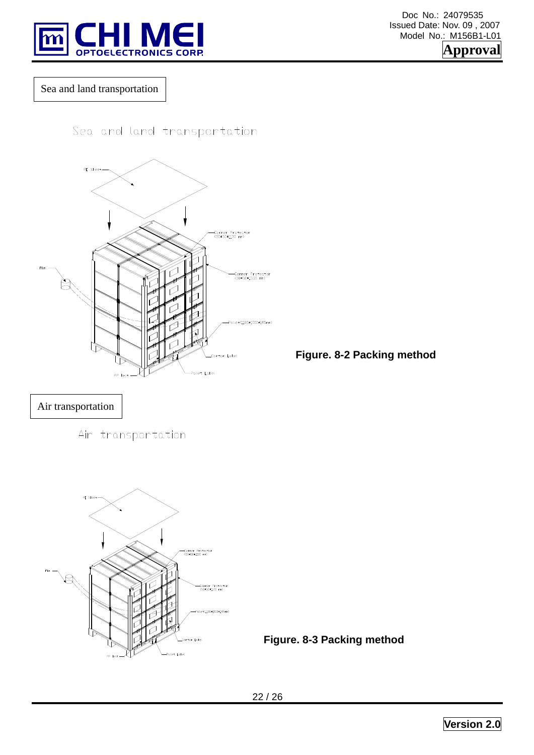Sea and land transportation

Figure. 8-2 Packing method

Air transportation

Figure. 8-3 Packing method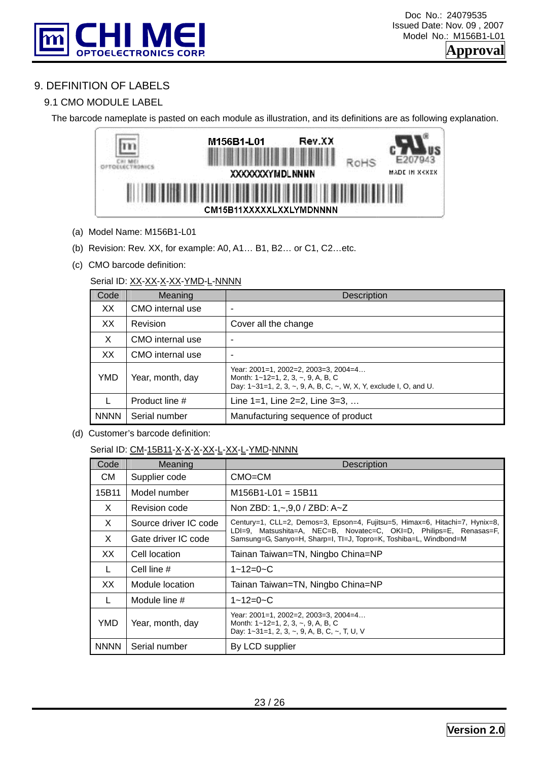# 9. DEFINITION OF LABELS

## 9.1 CMO MODULE LABEL

The barcode nameplate is pasted on each module as illustration, and its definitions are as following explanation.

M156B1-L01 Rev.XX
XXXXXXXYMDLNNNN
RoHS
E207943
MADE IN XXXXX
CM15B11XXXXXLXXLYMDNNNN

(a) Model Name: M156B1-L01

(b) Revision: Rev. XX, for example: A0, A1… B1, B2… or C1, C2…etc.

(c) CMO barcode definition:

Serial ID: XX-XX-X-XX-YMD-L-NNNN

| Code | Meaning | Description |
|---|---|---|
| XX | CMO internal use | - |
| XX | Revision | Cover all the change |
| X | CMO internal use | - |
| XX | CMO internal use | - |
| YMD | Year, month, day | Year: 2001=1, 2002=2, 2003=3, 2004=4…<br>Month: 1~12=1, 2, 3, ~, 9, A, B, C<br>Day: 1~31=1, 2, 3, ~, 9, A, B, C, ~, W, X, Y, exclude I, O, and U. |
| L | Product line # | Line 1=1, Line 2=2, Line 3=3, … |
| NNNN | Serial number | Manufacturing sequence of product |

(d) Customer's barcode definition:

Serial ID: CM-15B11-X-X-X-XX-L-XX-L-YMD-NNNN

| Code | Meaning | Description |
|---|---|---|
| CM | Supplier code | CMO=CM |
| 15B11 | Model number | M156B1-L01 = 15B11 |
| X | Revision code | Non ZBD: 1,~,9,0 / ZBD: A~Z |
| X | Source driver IC code | Century=1, CLL=2, Demos=3, Epson=4, Fujitsu=5, Himax=6, Hitachi=7, Hynix=8, LDI=9, Matsushita=A, NEC=B, Novatec=C, OKI=D, Philips=E, Renasas=F, Samsung=G, Sanyo=H, Sharp=I, TI=J, Topro=K, Toshiba=L, Windbond=M |
| X | Gate driver IC code | |
| XX | Cell location | Tainan Taiwan=TN, Ningbo China=NP |
| L | Cell line # | 1~12=0~C |
| XX | Module location | Tainan Taiwan=TN, Ningbo China=NP |
| L | Module line # | 1~12=0~C |
| YMD | Year, month, day | Year: 2001=1, 2002=2, 2003=3, 2004=4…<br>Month: 1~12=1, 2, 3, ~, 9, A, B, C<br>Day: 1~31=1, 2, 3, ~, 9, A, B, C, ~, T, U, V |
| NNNN | Serial number | By LCD supplier |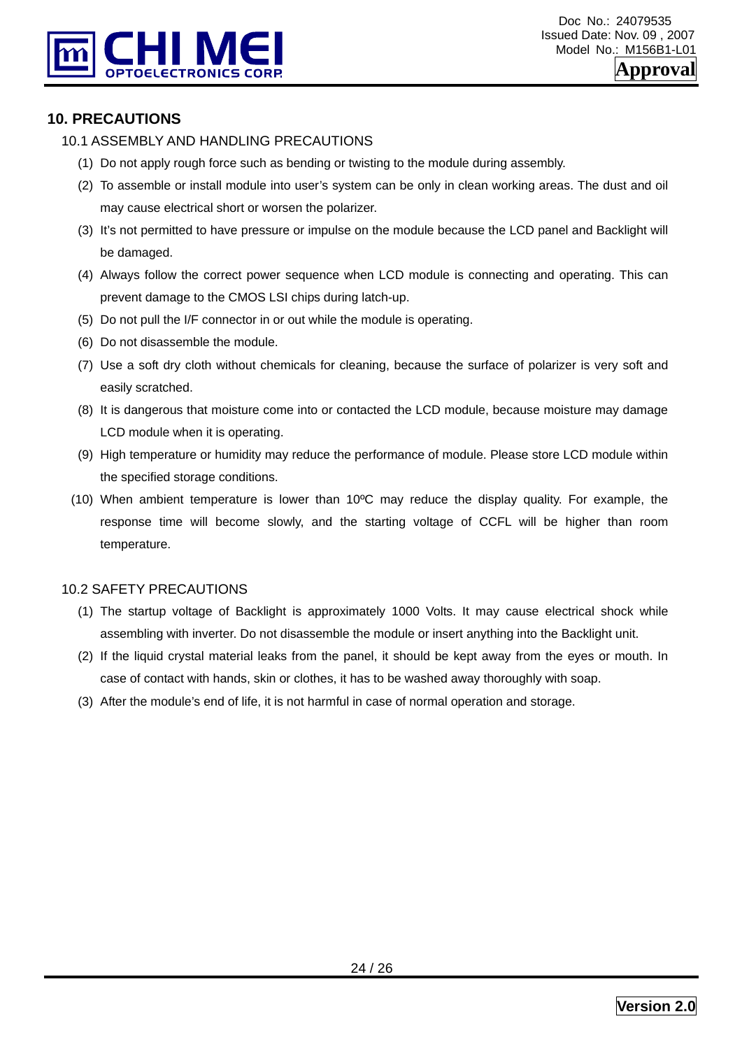## 10. PRECAUTIONS

### 10.1 ASSEMBLY AND HANDLING PRECAUTIONS

(1) Do not apply rough force such as bending or twisting to the module during assembly.

(2) To assemble or install module into user's system can be only in clean working areas. The dust and oil may cause electrical short or worsen the polarizer.

(3) It's not permitted to have pressure or impulse on the module because the LCD panel and Backlight will be damaged.

(4) Always follow the correct power sequence when LCD module is connecting and operating. This can prevent damage to the CMOS LSI chips during latch-up.

(5) Do not pull the I/F connector in or out while the module is operating.

(6) Do not disassemble the module.

(7) Use a soft dry cloth without chemicals for cleaning, because the surface of polarizer is very soft and easily scratched.

(8) It is dangerous that moisture come into or contacted the LCD module, because moisture may damage LCD module when it is operating.

(9) High temperature or humidity may reduce the performance of module. Please store LCD module within the specified storage conditions.

(10) When ambient temperature is lower than 10ºC may reduce the display quality. For example, the response time will become slowly, and the starting voltage of CCFL will be higher than room temperature.

### 10.2 SAFETY PRECAUTIONS

(1) The startup voltage of Backlight is approximately 1000 Volts. It may cause electrical shock while assembling with inverter. Do not disassemble the module or insert anything into the Backlight unit.

(2) If the liquid crystal material leaks from the panel, it should be kept away from the eyes or mouth. In case of contact with hands, skin or clothes, it has to be washed away thoroughly with soap.

(3) After the module's end of life, it is not harmful in case of normal operation and storage.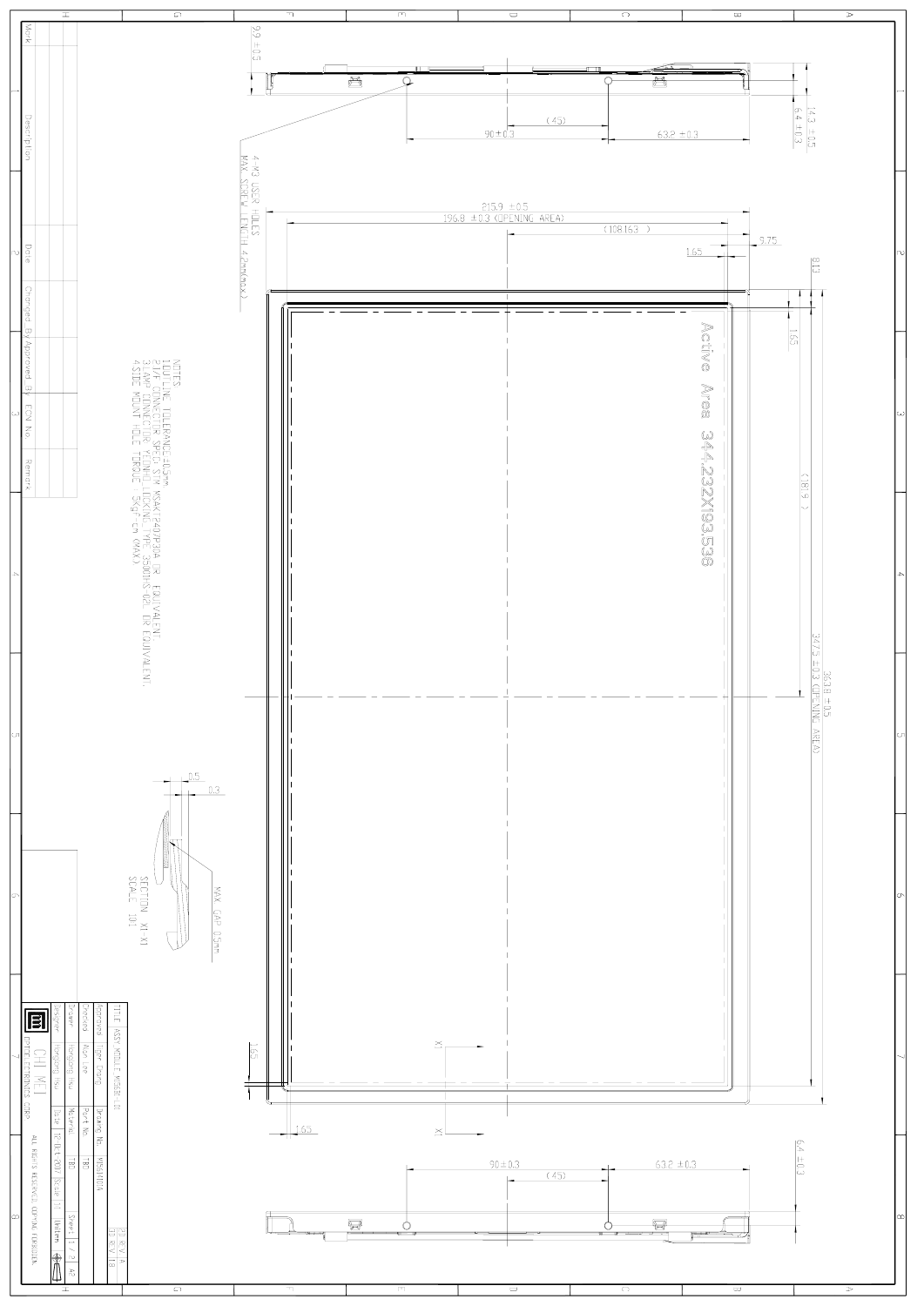4-M3 USER HOLES
MAX. SCREW LENGTH 4.2mm(MAX.)

215.9 ±0.5
196.8 ±0.3 (OPENING AREA)
(108.163)
9.75
1.65
8.13

Active Area 344.232X193.536

(18.9)
347.5 ±0.3 (OPENING AREA)
361.8 ±0.5

NOTES:
1. DU LINE TOLERANCE ±0.3mm
2. LVDS CONNECTOR SPEC: STM MSAKT2407P30HA OR EQUIVALENT.
3. LAMP CONNECTOR: YEONHO ELECTRONICS TYPE 3500HS-02L OR EQUIVALENT.
4. SIDE MOUNT HOLE TORQUE: 5kgf-cm (MAX.).

0.5
0.3
MAX GAP 0.5mm
SECTION X1-X1
SCALE 10:1

9.9 ±0.3
14.3 ±0.5
6.4 ±0.3
(45)
90 ±0.3
63.2 ±0.3

| Mark | Description | Date | Charged By | Approved By | ECN No. | Remark |
|---|---|---|---|---|---|---|
| | | | | | | |

| TITLE | ASSY MODULE M156B1-L01 | | |
|---|---|---|---|
| Approved | Tiger Chang | Drawing No. | M156B1L01A |
| Checked | Alan Lee | Part No. | TBD |
| Drawer | Hongjung Hsu | Material | TBD |
| Designer | Hongjung Hsu | Date 12-Oct-2007 | Scale 1:1 | Sheet 1/2 | A2 | Unit mm |

CHI MEI OPTOELECTRONICS CORP.
ALL RIGHTS RESERVED. COPYING FORBIDDEN.

SH REV. A
DD REV. 1B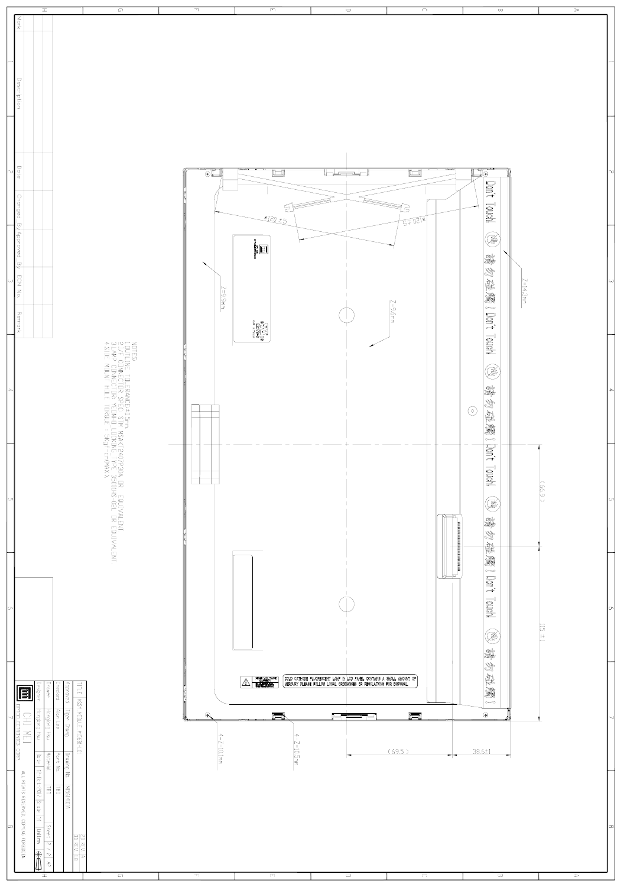NOTES:
1.OUTLINE TOLERANCE:±0.5mm
2.I/F CONNECTOR SPEC: STM MSAK24025P30A OR EQUIVALENT
3.LAMP CONNECTOR: YEONHO LOCKING TYPE 35001HS-02L OR EQUIVALENT
4.SIDE MOUNT HOLE TORQUE: 5Kgf-cm(MAX.)

Z=9.9mm

Z=9.6mm

Z=14.3mm

4-Z=10.1mm

4-Z=10.5mm

120 ±5

120 ±5

(66.9)

115 ±1

(69.5)

38.6±1

Don't Touch 請勿碰觸

COLD CATHODE FLUORESCENT LAMP IN LCD PANEL CONTAINS A SMALL AMOUNT OF MERCURY. PLEASE FOLLOW LOCAL ORDINANCES OR REGULATIONS FOR DISPOSAL.

| | | | | | |
|---|---|---|---|---|---|
| Mark | Description | Date | Changed By | Approved By | ECN No. Remark |

| | | | | | |
|---|---|---|---|---|---|
| TITLE | ASSY MODULE M156B1-L01 | | | | |
| Approved | Tiger Cheng | Drawing No. | M156B1L01A | | |
| Checked | Alan Lee | Part No. | TBD | | |
| Drawer | Hungjung Hsu | Material | TBD | Sheet | 2 / 2 |
| Designer | Hungjung Hsu | Date | 16 Oct 2007 | Scale | 1:1 | Unit | mm |

CHI MEI OPTOELECTRONICS CORP.

ALL RIGHTS RESERVED COPYING FORBIDDEN

PD REV. 1.0